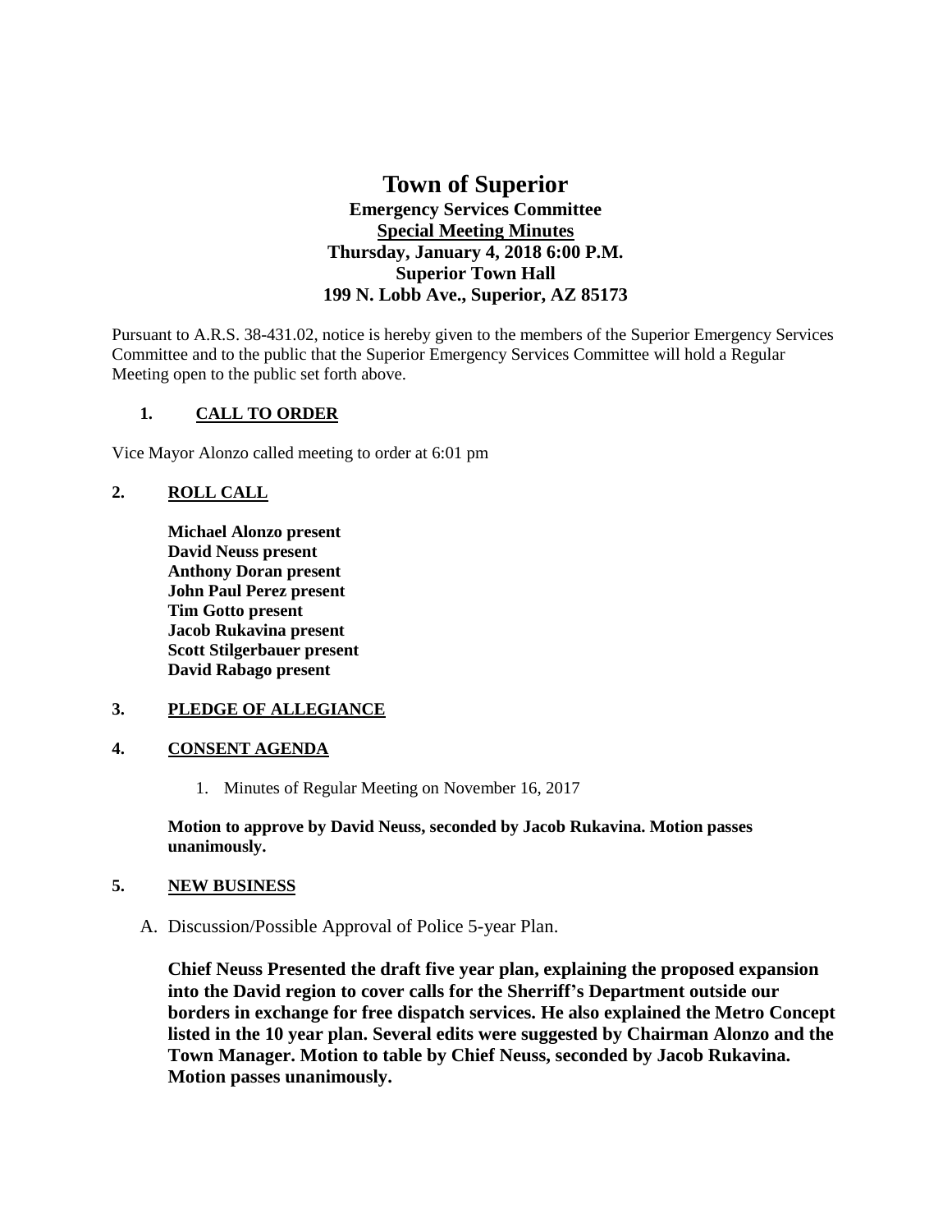# Town of Superior

## Emergency Services Committee

## Special Meeting Minutes

**Thursday, January 4, 2018 6:00 P.M.**
**Superior Town Hall**
**199 N. Lobb Ave., Superior, AZ 85173**

Pursuant to A.R.S. 38-431.02, notice is hereby given to the members of the Superior Emergency Services Committee and to the public that the Superior Emergency Services Committee will hold a Regular Meeting open to the public set forth above.

### 1. CALL TO ORDER

Vice Mayor Alonzo called meeting to order at 6:01 pm

### 2. ROLL CALL

**Michael Alonzo present**
**David Neuss present**
**Anthony Doran present**
**John Paul Perez present**
**Tim Gotto present**
**Jacob Rukavina present**
**Scott Stilgerbauer present**
**David Rabago present**

### 3. PLEDGE OF ALLEGIANCE

### 4. CONSENT AGENDA

1. Minutes of Regular Meeting on November 16, 2017

**Motion to approve by David Neuss, seconded by Jacob Rukavina. Motion passes unanimously.**

### 5. NEW BUSINESS

A. Discussion/Possible Approval of Police 5-year Plan.

**Chief Neuss Presented the draft five year plan, explaining the proposed expansion into the David region to cover calls for the Sherriff's Department outside our borders in exchange for free dispatch services. He also explained the Metro Concept listed in the 10 year plan. Several edits were suggested by Chairman Alonzo and the Town Manager. Motion to table by Chief Neuss, seconded by Jacob Rukavina. Motion passes unanimously.**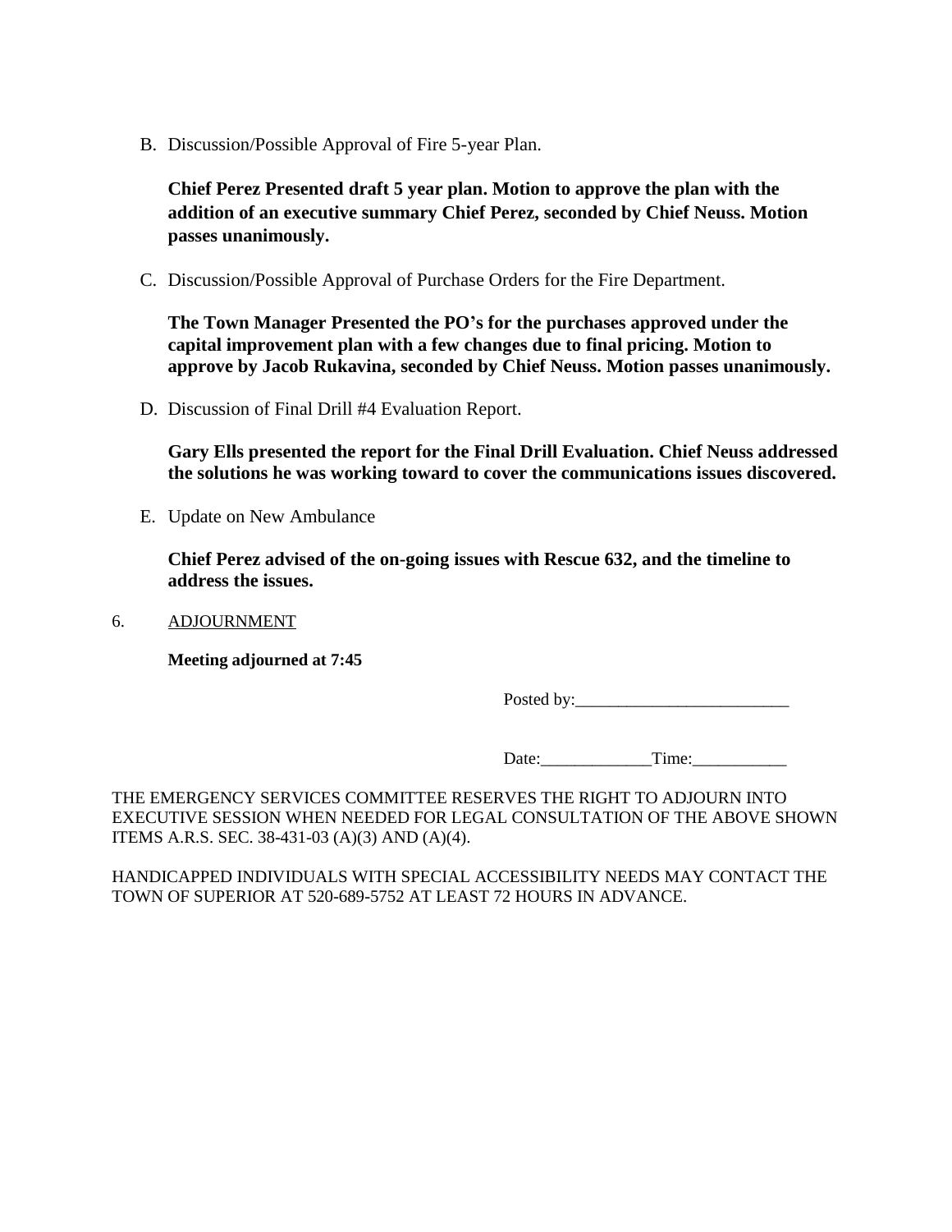B. Discussion/Possible Approval of Fire 5-year Plan.

**Chief Perez Presented draft 5 year plan. Motion to approve the plan with the addition of an executive summary Chief Perez, seconded by Chief Neuss. Motion passes unanimously.**

C. Discussion/Possible Approval of Purchase Orders for the Fire Department.

**The Town Manager Presented the PO's for the purchases approved under the capital improvement plan with a few changes due to final pricing. Motion to approve by Jacob Rukavina, seconded by Chief Neuss. Motion passes unanimously.**

D. Discussion of Final Drill #4 Evaluation Report.

**Gary Ells presented the report for the Final Drill Evaluation. Chief Neuss addressed the solutions he was working toward to cover the communications issues discovered.**

E. Update on New Ambulance

**Chief Perez advised of the on-going issues with Rescue 632, and the timeline to address the issues.**

6. ADJOURNMENT

**Meeting adjourned at 7:45**

Posted by:_________________________

Date:_____________Time:___________

THE EMERGENCY SERVICES COMMITTEE RESERVES THE RIGHT TO ADJOURN INTO EXECUTIVE SESSION WHEN NEEDED FOR LEGAL CONSULTATION OF THE ABOVE SHOWN ITEMS A.R.S. SEC. 38-431-03 (A)(3) AND (A)(4).

HANDICAPPED INDIVIDUALS WITH SPECIAL ACCESSIBILITY NEEDS MAY CONTACT THE TOWN OF SUPERIOR AT 520-689-5752 AT LEAST 72 HOURS IN ADVANCE.